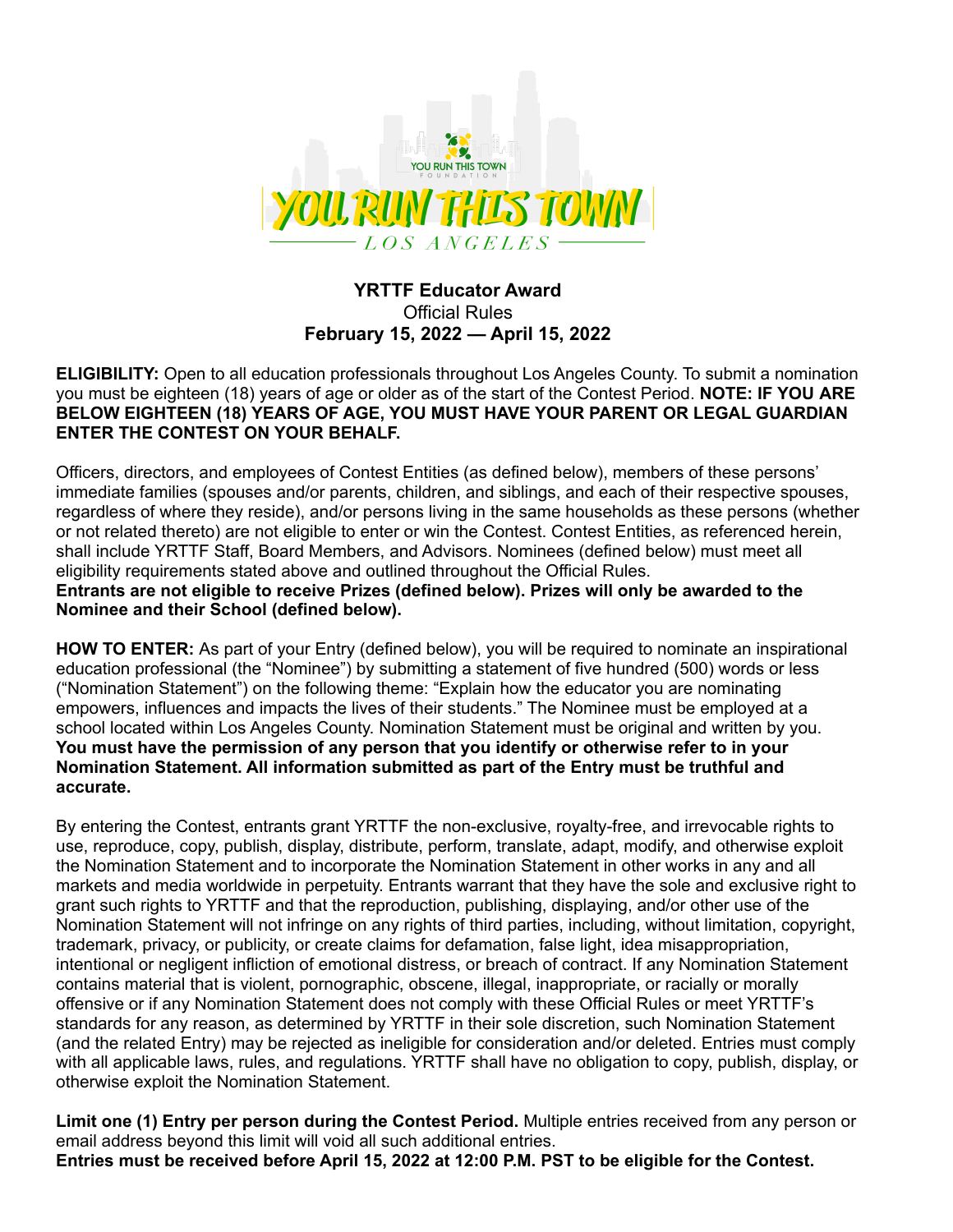YOU RUN THIS TOWN FOUNDATION

# YOU RUN THIS TOWN

LOS ANGELES

**YRTTF Educator Award**
Official Rules
**February 15, 2022 — April 15, 2022**

**ELIGIBILITY:** Open to all education professionals throughout Los Angeles County. To submit a nomination you must be eighteen (18) years of age or older as of the start of the Contest Period. **NOTE: IF YOU ARE BELOW EIGHTEEN (18) YEARS OF AGE, YOU MUST HAVE YOUR PARENT OR LEGAL GUARDIAN ENTER THE CONTEST ON YOUR BEHALF.**

Officers, directors, and employees of Contest Entities (as defined below), members of these persons' immediate families (spouses and/or parents, children, and siblings, and each of their respective spouses, regardless of where they reside), and/or persons living in the same households as these persons (whether or not related thereto) are not eligible to enter or win the Contest. Contest Entities, as referenced herein, shall include YRTTF Staff, Board Members, and Advisors. Nominees (defined below) must meet all eligibility requirements stated above and outlined throughout the Official Rules.
**Entrants are not eligible to receive Prizes (defined below). Prizes will only be awarded to the Nominee and their School (defined below).**

**HOW TO ENTER:** As part of your Entry (defined below), you will be required to nominate an inspirational education professional (the "Nominee") by submitting a statement of five hundred (500) words or less ("Nomination Statement") on the following theme: "Explain how the educator you are nominating empowers, influences and impacts the lives of their students." The Nominee must be employed at a school located within Los Angeles County. Nomination Statement must be original and written by you. **You must have the permission of any person that you identify or otherwise refer to in your Nomination Statement. All information submitted as part of the Entry must be truthful and accurate.**

By entering the Contest, entrants grant YRTTF the non-exclusive, royalty-free, and irrevocable rights to use, reproduce, copy, publish, display, distribute, perform, translate, adapt, modify, and otherwise exploit the Nomination Statement and to incorporate the Nomination Statement in other works in any and all markets and media worldwide in perpetuity. Entrants warrant that they have the sole and exclusive right to grant such rights to YRTTF and that the reproduction, publishing, displaying, and/or other use of the Nomination Statement will not infringe on any rights of third parties, including, without limitation, copyright, trademark, privacy, or publicity, or create claims for defamation, false light, idea misappropriation, intentional or negligent infliction of emotional distress, or breach of contract. If any Nomination Statement contains material that is violent, pornographic, obscene, illegal, inappropriate, or racially or morally offensive or if any Nomination Statement does not comply with these Official Rules or meet YRTTF's standards for any reason, as determined by YRTTF in their sole discretion, such Nomination Statement (and the related Entry) may be rejected as ineligible for consideration and/or deleted. Entries must comply with all applicable laws, rules, and regulations. YRTTF shall have no obligation to copy, publish, display, or otherwise exploit the Nomination Statement.

**Limit one (1) Entry per person during the Contest Period.** Multiple entries received from any person or email address beyond this limit will void all such additional entries.
**Entries must be received before April 15, 2022 at 12:00 P.M. PST to be eligible for the Contest.**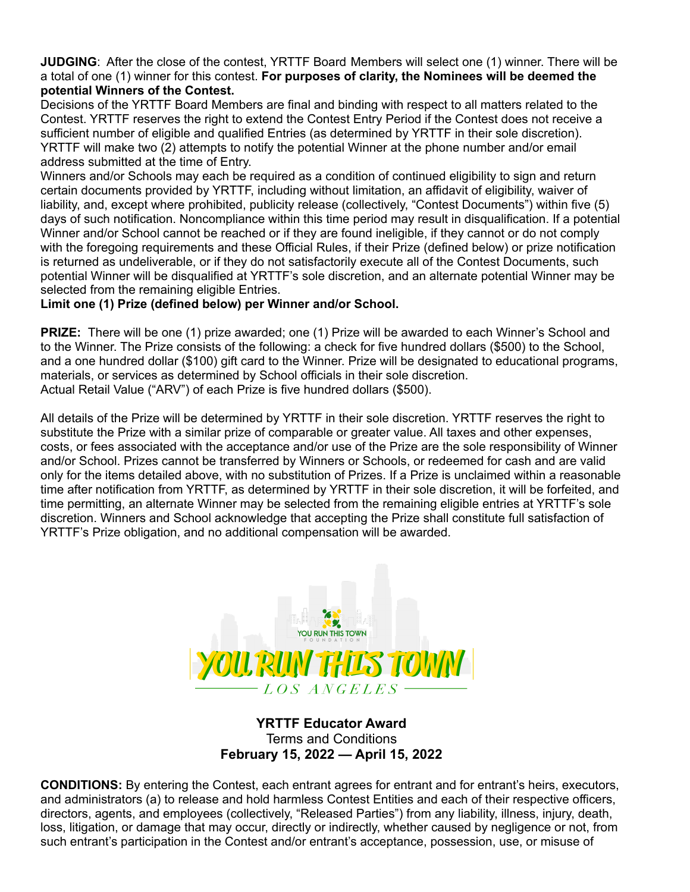**JUDGING**: After the close of the contest, YRTTF Board Members will select one (1) winner. There will be a total of one (1) winner for this contest. **For purposes of clarity, the Nominees will be deemed the potential Winners of the Contest.**

Decisions of the YRTTF Board Members are final and binding with respect to all matters related to the Contest. YRTTF reserves the right to extend the Contest Entry Period if the Contest does not receive a sufficient number of eligible and qualified Entries (as determined by YRTTF in their sole discretion). YRTTF will make two (2) attempts to notify the potential Winner at the phone number and/or email address submitted at the time of Entry.

Winners and/or Schools may each be required as a condition of continued eligibility to sign and return certain documents provided by YRTTF, including without limitation, an affidavit of eligibility, waiver of liability, and, except where prohibited, publicity release (collectively, "Contest Documents") within five (5) days of such notification. Noncompliance within this time period may result in disqualification. If a potential Winner and/or School cannot be reached or if they are found ineligible, if they cannot or do not comply with the foregoing requirements and these Official Rules, if their Prize (defined below) or prize notification is returned as undeliverable, or if they do not satisfactorily execute all of the Contest Documents, such potential Winner will be disqualified at YRTTF's sole discretion, and an alternate potential Winner may be selected from the remaining eligible Entries.

**Limit one (1) Prize (defined below) per Winner and/or School.**

**PRIZE:** There will be one (1) prize awarded; one (1) Prize will be awarded to each Winner's School and to the Winner. The Prize consists of the following: a check for five hundred dollars ($500) to the School, and a one hundred dollar ($100) gift card to the Winner. Prize will be designated to educational programs, materials, or services as determined by School officials in their sole discretion.
Actual Retail Value ("ARV") of each Prize is five hundred dollars ($500).

All details of the Prize will be determined by YRTTF in their sole discretion. YRTTF reserves the right to substitute the Prize with a similar prize of comparable or greater value. All taxes and other expenses, costs, or fees associated with the acceptance and/or use of the Prize are the sole responsibility of Winner and/or School. Prizes cannot be transferred by Winners or Schools, or redeemed for cash and are valid only for the items detailed above, with no substitution of Prizes. If a Prize is unclaimed within a reasonable time after notification from YRTTF, as determined by YRTTF in their sole discretion, it will be forfeited, and time permitting, an alternate Winner may be selected from the remaining eligible entries at YRTTF's sole discretion. Winners and School acknowledge that accepting the Prize shall constitute full satisfaction of YRTTF's Prize obligation, and no additional compensation will be awarded.

YOU RUN THIS TOWN FOUNDATION

YOU RUN THIS TOWN

LOS ANGELES

**YRTTF Educator Award**
Terms and Conditions
**February 15, 2022 — April 15, 2022**

**CONDITIONS:** By entering the Contest, each entrant agrees for entrant and for entrant's heirs, executors, and administrators (a) to release and hold harmless Contest Entities and each of their respective officers, directors, agents, and employees (collectively, "Released Parties") from any liability, illness, injury, death, loss, litigation, or damage that may occur, directly or indirectly, whether caused by negligence or not, from such entrant's participation in the Contest and/or entrant's acceptance, possession, use, or misuse of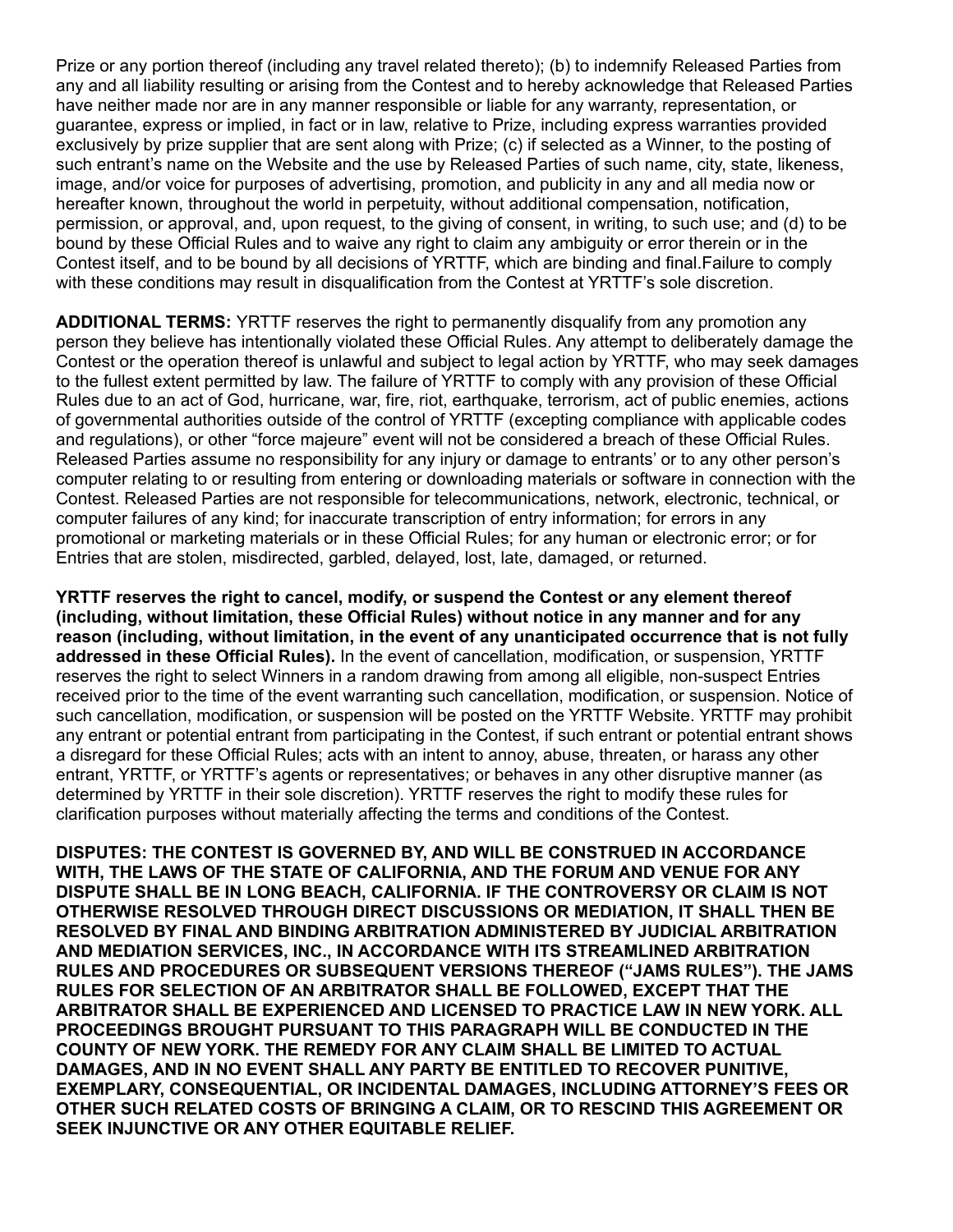Prize or any portion thereof (including any travel related thereto); (b) to indemnify Released Parties from any and all liability resulting or arising from the Contest and to hereby acknowledge that Released Parties have neither made nor are in any manner responsible or liable for any warranty, representation, or guarantee, express or implied, in fact or in law, relative to Prize, including express warranties provided exclusively by prize supplier that are sent along with Prize; (c) if selected as a Winner, to the posting of such entrant's name on the Website and the use by Released Parties of such name, city, state, likeness, image, and/or voice for purposes of advertising, promotion, and publicity in any and all media now or hereafter known, throughout the world in perpetuity, without additional compensation, notification, permission, or approval, and, upon request, to the giving of consent, in writing, to such use; and (d) to be bound by these Official Rules and to waive any right to claim any ambiguity or error therein or in the Contest itself, and to be bound by all decisions of YRTTF, which are binding and final.Failure to comply with these conditions may result in disqualification from the Contest at YRTTF's sole discretion.

**ADDITIONAL TERMS:** YRTTF reserves the right to permanently disqualify from any promotion any person they believe has intentionally violated these Official Rules. Any attempt to deliberately damage the Contest or the operation thereof is unlawful and subject to legal action by YRTTF, who may seek damages to the fullest extent permitted by law. The failure of YRTTF to comply with any provision of these Official Rules due to an act of God, hurricane, war, fire, riot, earthquake, terrorism, act of public enemies, actions of governmental authorities outside of the control of YRTTF (excepting compliance with applicable codes and regulations), or other "force majeure" event will not be considered a breach of these Official Rules. Released Parties assume no responsibility for any injury or damage to entrants' or to any other person's computer relating to or resulting from entering or downloading materials or software in connection with the Contest. Released Parties are not responsible for telecommunications, network, electronic, technical, or computer failures of any kind; for inaccurate transcription of entry information; for errors in any promotional or marketing materials or in these Official Rules; for any human or electronic error; or for Entries that are stolen, misdirected, garbled, delayed, lost, late, damaged, or returned.

**YRTTF reserves the right to cancel, modify, or suspend the Contest or any element thereof (including, without limitation, these Official Rules) without notice in any manner and for any reason (including, without limitation, in the event of any unanticipated occurrence that is not fully addressed in these Official Rules).** In the event of cancellation, modification, or suspension, YRTTF reserves the right to select Winners in a random drawing from among all eligible, non-suspect Entries received prior to the time of the event warranting such cancellation, modification, or suspension. Notice of such cancellation, modification, or suspension will be posted on the YRTTF Website. YRTTF may prohibit any entrant or potential entrant from participating in the Contest, if such entrant or potential entrant shows a disregard for these Official Rules; acts with an intent to annoy, abuse, threaten, or harass any other entrant, YRTTF, or YRTTF's agents or representatives; or behaves in any other disruptive manner (as determined by YRTTF in their sole discretion). YRTTF reserves the right to modify these rules for clarification purposes without materially affecting the terms and conditions of the Contest.

**DISPUTES: THE CONTEST IS GOVERNED BY, AND WILL BE CONSTRUED IN ACCORDANCE WITH, THE LAWS OF THE STATE OF CALIFORNIA, AND THE FORUM AND VENUE FOR ANY DISPUTE SHALL BE IN LONG BEACH, CALIFORNIA. IF THE CONTROVERSY OR CLAIM IS NOT OTHERWISE RESOLVED THROUGH DIRECT DISCUSSIONS OR MEDIATION, IT SHALL THEN BE RESOLVED BY FINAL AND BINDING ARBITRATION ADMINISTERED BY JUDICIAL ARBITRATION AND MEDIATION SERVICES, INC., IN ACCORDANCE WITH ITS STREAMLINED ARBITRATION RULES AND PROCEDURES OR SUBSEQUENT VERSIONS THEREOF ("JAMS RULES"). THE JAMS RULES FOR SELECTION OF AN ARBITRATOR SHALL BE FOLLOWED, EXCEPT THAT THE ARBITRATOR SHALL BE EXPERIENCED AND LICENSED TO PRACTICE LAW IN NEW YORK. ALL PROCEEDINGS BROUGHT PURSUANT TO THIS PARAGRAPH WILL BE CONDUCTED IN THE COUNTY OF NEW YORK. THE REMEDY FOR ANY CLAIM SHALL BE LIMITED TO ACTUAL DAMAGES, AND IN NO EVENT SHALL ANY PARTY BE ENTITLED TO RECOVER PUNITIVE, EXEMPLARY, CONSEQUENTIAL, OR INCIDENTAL DAMAGES, INCLUDING ATTORNEY'S FEES OR OTHER SUCH RELATED COSTS OF BRINGING A CLAIM, OR TO RESCIND THIS AGREEMENT OR SEEK INJUNCTIVE OR ANY OTHER EQUITABLE RELIEF.**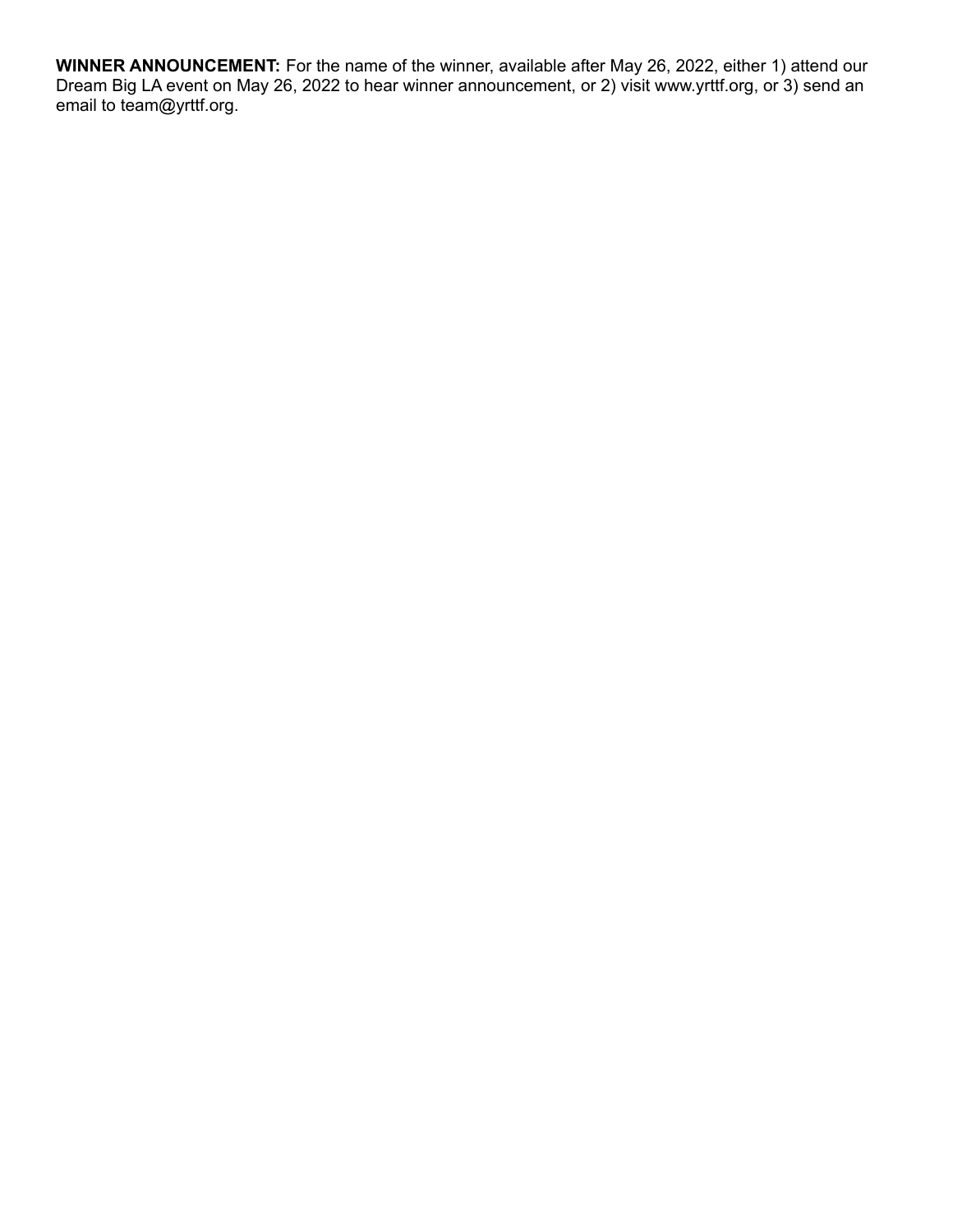**WINNER ANNOUNCEMENT:** For the name of the winner, available after May 26, 2022, either 1) attend our Dream Big LA event on May 26, 2022 to hear winner announcement, or 2) visit www.yrttf.org, or 3) send an email to team@yrttf.org.